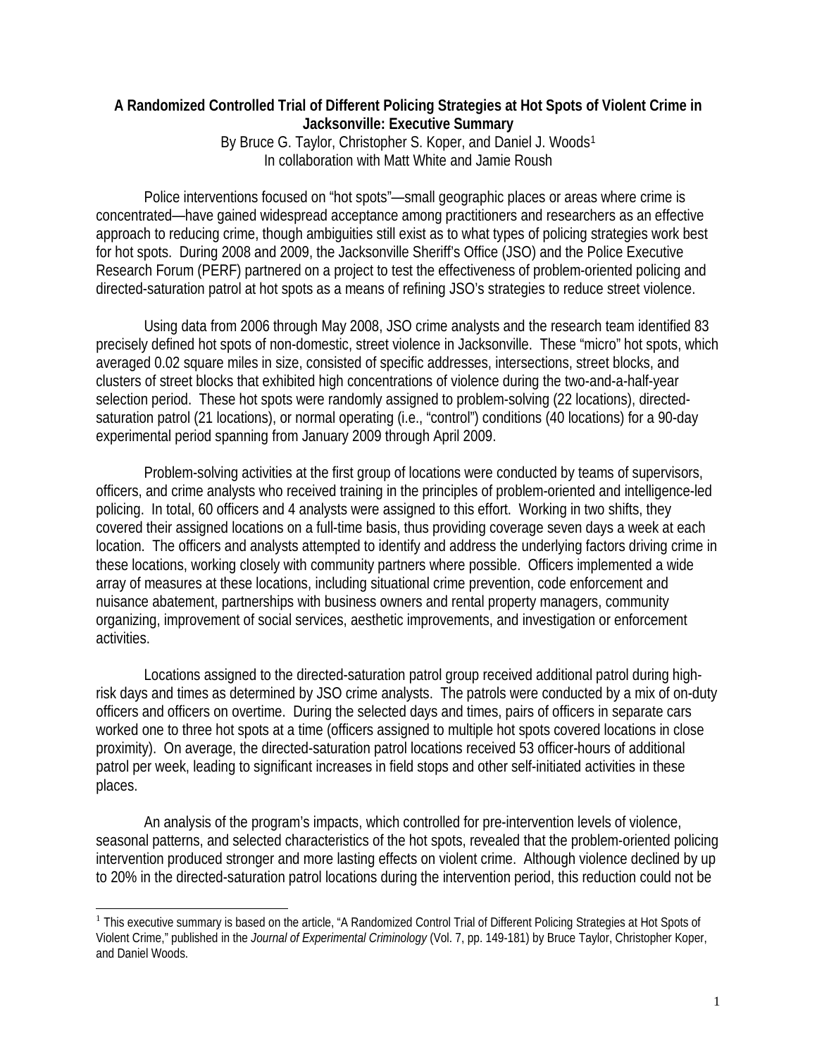**A Randomized Controlled Trial of Different Policing Strategies at Hot Spots of Violent Crime in Jacksonville: Executive Summary**

By Bruce G. Taylor, Christopher S. Koper, and Daniel J. Woods[1]
In collaboration with Matt White and Jamie Roush

Police interventions focused on "hot spots"—small geographic places or areas where crime is concentrated—have gained widespread acceptance among practitioners and researchers as an effective approach to reducing crime, though ambiguities still exist as to what types of policing strategies work best for hot spots. During 2008 and 2009, the Jacksonville Sheriff's Office (JSO) and the Police Executive Research Forum (PERF) partnered on a project to test the effectiveness of problem-oriented policing and directed-saturation patrol at hot spots as a means of refining JSO's strategies to reduce street violence.

Using data from 2006 through May 2008, JSO crime analysts and the research team identified 83 precisely defined hot spots of non-domestic, street violence in Jacksonville. These "micro" hot spots, which averaged 0.02 square miles in size, consisted of specific addresses, intersections, street blocks, and clusters of street blocks that exhibited high concentrations of violence during the two-and-a-half-year selection period. These hot spots were randomly assigned to problem-solving (22 locations), directed-saturation patrol (21 locations), or normal operating (i.e., "control") conditions (40 locations) for a 90-day experimental period spanning from January 2009 through April 2009.

Problem-solving activities at the first group of locations were conducted by teams of supervisors, officers, and crime analysts who received training in the principles of problem-oriented and intelligence-led policing. In total, 60 officers and 4 analysts were assigned to this effort. Working in two shifts, they covered their assigned locations on a full-time basis, thus providing coverage seven days a week at each location. The officers and analysts attempted to identify and address the underlying factors driving crime in these locations, working closely with community partners where possible. Officers implemented a wide array of measures at these locations, including situational crime prevention, code enforcement and nuisance abatement, partnerships with business owners and rental property managers, community organizing, improvement of social services, aesthetic improvements, and investigation or enforcement activities.

Locations assigned to the directed-saturation patrol group received additional patrol during high-risk days and times as determined by JSO crime analysts. The patrols were conducted by a mix of on-duty officers and officers on overtime. During the selected days and times, pairs of officers in separate cars worked one to three hot spots at a time (officers assigned to multiple hot spots covered locations in close proximity). On average, the directed-saturation patrol locations received 53 officer-hours of additional patrol per week, leading to significant increases in field stops and other self-initiated activities in these places.

An analysis of the program's impacts, which controlled for pre-intervention levels of violence, seasonal patterns, and selected characteristics of the hot spots, revealed that the problem-oriented policing intervention produced stronger and more lasting effects on violent crime. Although violence declined by up to 20% in the directed-saturation patrol locations during the intervention period, this reduction could not be

---

[1] This executive summary is based on the article, "A Randomized Control Trial of Different Policing Strategies at Hot Spots of Violent Crime," published in the *Journal of Experimental Criminology* (Vol. 7, pp. 149-181) by Bruce Taylor, Christopher Koper, and Daniel Woods.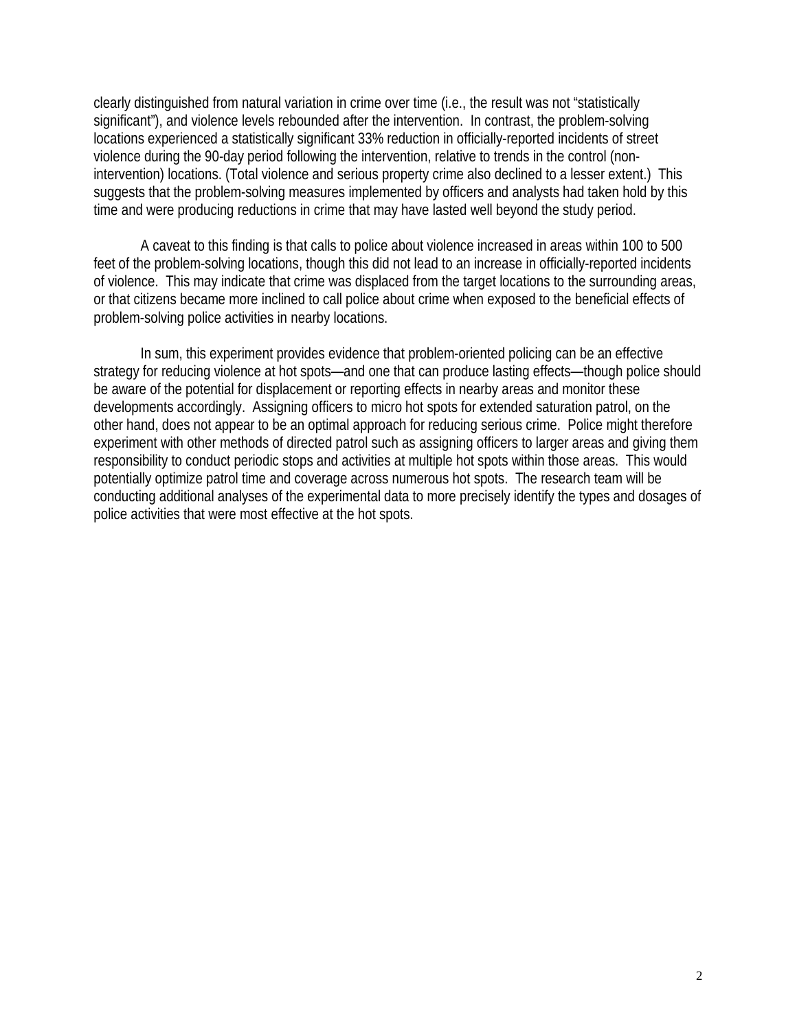clearly distinguished from natural variation in crime over time (i.e., the result was not "statistically significant"), and violence levels rebounded after the intervention. In contrast, the problem-solving locations experienced a statistically significant 33% reduction in officially-reported incidents of street violence during the 90-day period following the intervention, relative to trends in the control (non-intervention) locations. (Total violence and serious property crime also declined to a lesser extent.) This suggests that the problem-solving measures implemented by officers and analysts had taken hold by this time and were producing reductions in crime that may have lasted well beyond the study period.

A caveat to this finding is that calls to police about violence increased in areas within 100 to 500 feet of the problem-solving locations, though this did not lead to an increase in officially-reported incidents of violence. This may indicate that crime was displaced from the target locations to the surrounding areas, or that citizens became more inclined to call police about crime when exposed to the beneficial effects of problem-solving police activities in nearby locations.

In sum, this experiment provides evidence that problem-oriented policing can be an effective strategy for reducing violence at hot spots—and one that can produce lasting effects—though police should be aware of the potential for displacement or reporting effects in nearby areas and monitor these developments accordingly. Assigning officers to micro hot spots for extended saturation patrol, on the other hand, does not appear to be an optimal approach for reducing serious crime. Police might therefore experiment with other methods of directed patrol such as assigning officers to larger areas and giving them responsibility to conduct periodic stops and activities at multiple hot spots within those areas. This would potentially optimize patrol time and coverage across numerous hot spots. The research team will be conducting additional analyses of the experimental data to more precisely identify the types and dosages of police activities that were most effective at the hot spots.